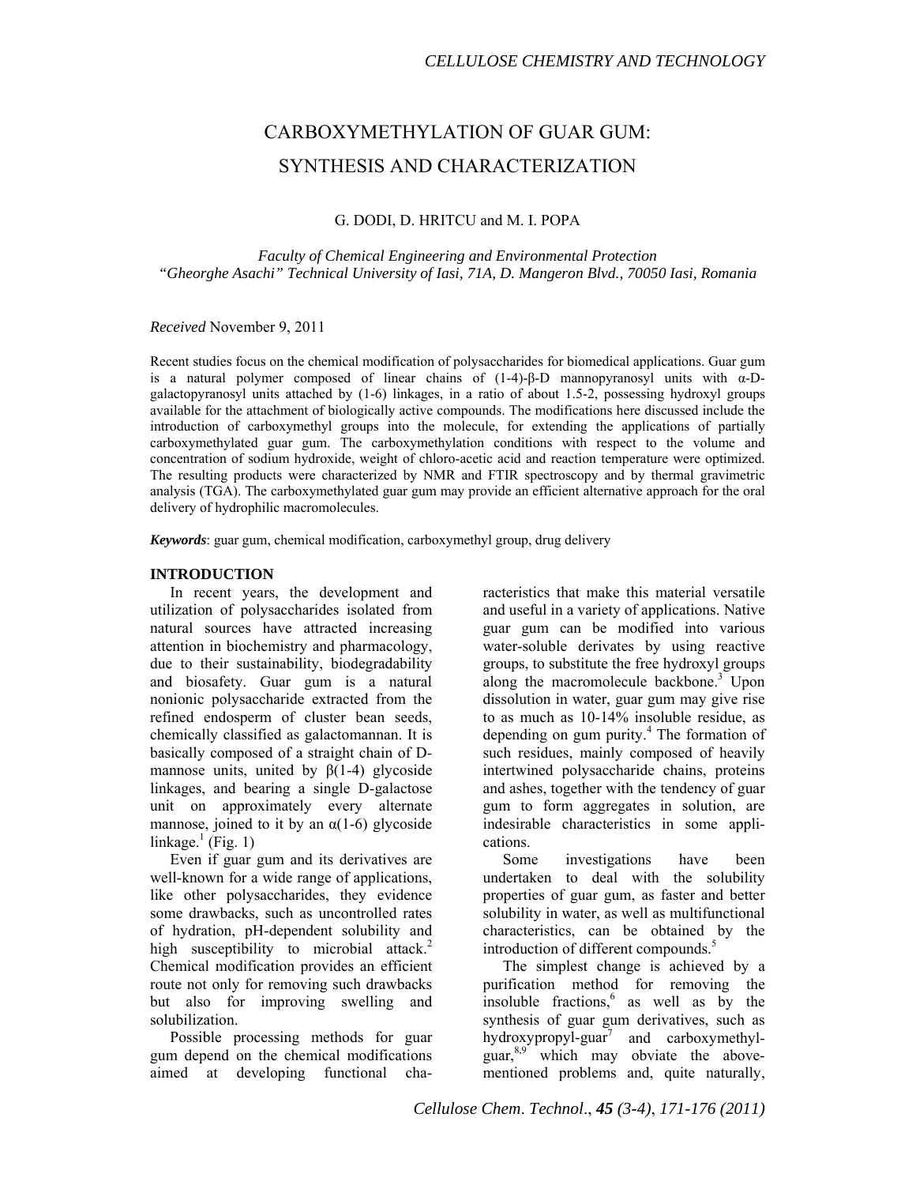# CARBOXYMETHYLATION OF GUAR GUM: SYNTHESIS AND CHARACTERIZATION

G. DODI, D. HRITCU and M. I. POPA

*Faculty of Chemical Engineering and Environmental Protection*
*"Gheorghe Asachi" Technical University of Iasi, 71A, D. Mangeron Blvd., 70050 Iasi, Romania*

*Received* November 9, 2011

Recent studies focus on the chemical modification of polysaccharides for biomedical applications. Guar gum is a natural polymer composed of linear chains of (1-4)-β-D mannopyranosyl units with α-D-galactopyranosyl units attached by (1-6) linkages, in a ratio of about 1.5-2, possessing hydroxyl groups available for the attachment of biologically active compounds. The modifications here discussed include the introduction of carboxymethyl groups into the molecule, for extending the applications of partially carboxymethylated guar gum. The carboxymethylation conditions with respect to the volume and concentration of sodium hydroxide, weight of chloro-acetic acid and reaction temperature were optimized. The resulting products were characterized by NMR and FTIR spectroscopy and by thermal gravimetric analysis (TGA). The carboxymethylated guar gum may provide an efficient alternative approach for the oral delivery of hydrophilic macromolecules.

***Keywords***: guar gum, chemical modification, carboxymethyl group, drug delivery

## INTRODUCTION

In recent years, the development and utilization of polysaccharides isolated from natural sources have attracted increasing attention in biochemistry and pharmacology, due to their sustainability, biodegradability and biosafety. Guar gum is a natural nonionic polysaccharide extracted from the refined endosperm of cluster bean seeds, chemically classified as galactomannan. It is basically composed of a straight chain of D-mannose units, united by β(1-4) glycoside linkages, and bearing a single D-galactose unit on approximately every alternate mannose, joined to it by an α(1-6) glycoside linkage.[1] (Fig. 1)

Even if guar gum and its derivatives are well-known for a wide range of applications, like other polysaccharides, they evidence some drawbacks, such as uncontrolled rates of hydration, pH-dependent solubility and high susceptibility to microbial attack.[2] Chemical modification provides an efficient route not only for removing such drawbacks but also for improving swelling and solubilization.

Possible processing methods for guar gum depend on the chemical modifications aimed at developing functional characteristics that make this material versatile and useful in a variety of applications. Native guar gum can be modified into various water-soluble derivates by using reactive groups, to substitute the free hydroxyl groups along the macromolecule backbone.[3] Upon dissolution in water, guar gum may give rise to as much as 10-14% insoluble residue, as depending on gum purity.[4] The formation of such residues, mainly composed of heavily intertwined polysaccharide chains, proteins and ashes, together with the tendency of guar gum to form aggregates in solution, are indesirable characteristics in some applications.

Some investigations have been undertaken to deal with the solubility properties of guar gum, as faster and better solubility in water, as well as multifunctional characteristics, can be obtained by the introduction of different compounds.[5]

The simplest change is achieved by a purification method for removing the insoluble fractions,[6] as well as by the synthesis of guar gum derivatives, such as hydroxypropyl-guar[7] and carboxymethyl-guar,[8,9] which may obviate the above-mentioned problems and, quite naturally,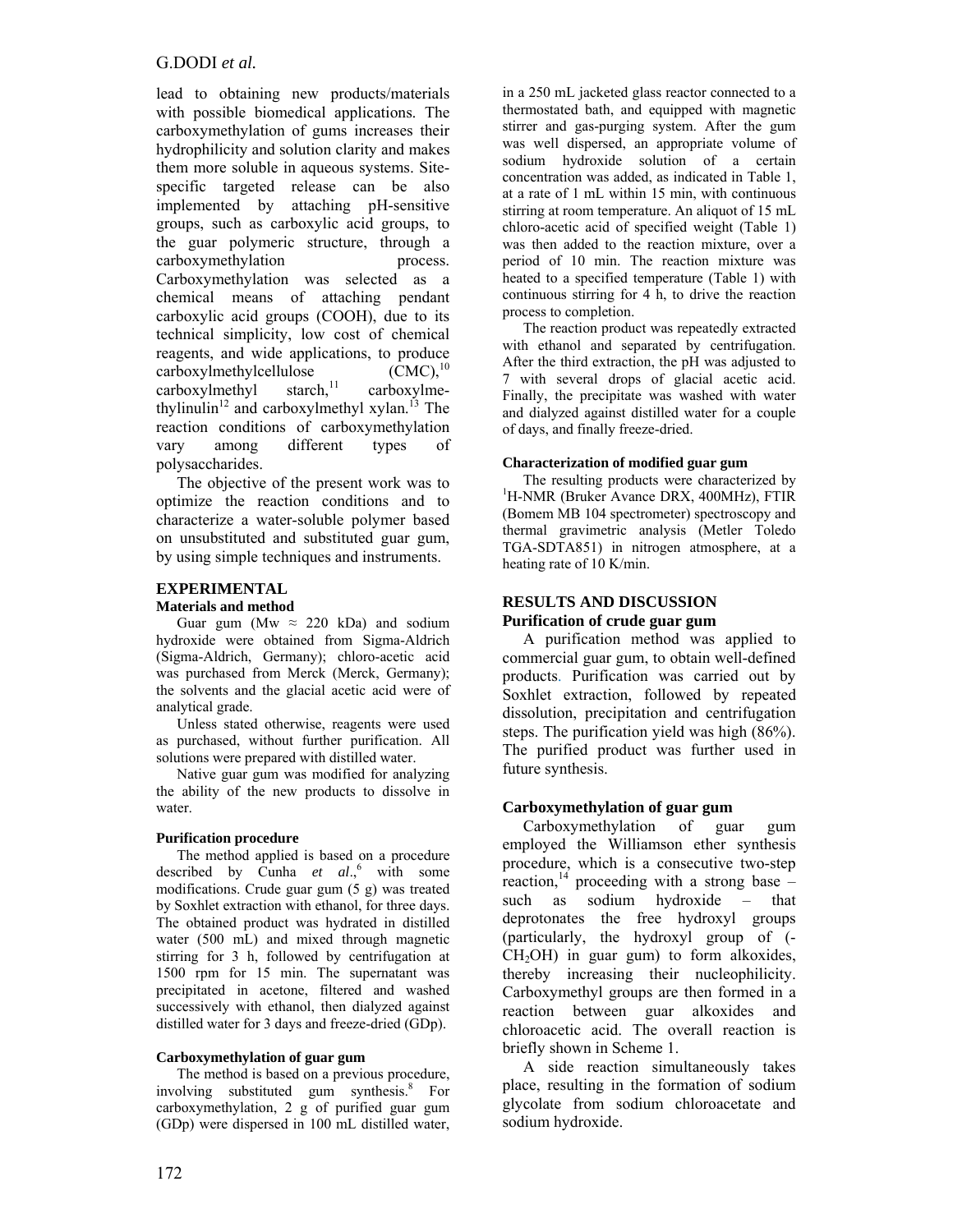lead to obtaining new products/materials with possible biomedical applications. The carboxymethylation of gums increases their hydrophilicity and solution clarity and makes them more soluble in aqueous systems. Site-specific targeted release can be also implemented by attaching pH-sensitive groups, such as carboxylic acid groups, to the guar polymeric structure, through a carboxymethylation process. Carboxymethylation was selected as a chemical means of attaching pendant carboxylic acid groups (COOH), due to its technical simplicity, low cost of chemical reagents, and wide applications, to produce carboxylmethylcellulose (CMC),[10] carboxylmethyl starch,[11] carboxylmethylinulin[12] and carboxylmethyl xylan.[13] The reaction conditions of carboxymethylation vary among different types of polysaccharides.

The objective of the present work was to optimize the reaction conditions and to characterize a water-soluble polymer based on unsubstituted and substituted guar gum, by using simple techniques and instruments.

## EXPERIMENTAL

### Materials and method

Guar gum (Mw ≈ 220 kDa) and sodium hydroxide were obtained from Sigma-Aldrich (Sigma-Aldrich, Germany); chloro-acetic acid was purchased from Merck (Merck, Germany); the solvents and the glacial acetic acid were of analytical grade.

Unless stated otherwise, reagents were used as purchased, without further purification. All solutions were prepared with distilled water.

Native guar gum was modified for analyzing the ability of the new products to dissolve in water.

### Purification procedure

The method applied is based on a procedure described by Cunha *et al*.,[6] with some modifications. Crude guar gum (5 g) was treated by Soxhlet extraction with ethanol, for three days. The obtained product was hydrated in distilled water (500 mL) and mixed through magnetic stirring for 3 h, followed by centrifugation at 1500 rpm for 15 min. The supernatant was precipitated in acetone, filtered and washed successively with ethanol, then dialyzed against distilled water for 3 days and freeze-dried (GDp).

### Carboxymethylation of guar gum

The method is based on a previous procedure, involving substituted gum synthesis.[8] For carboxymethylation, 2 g of purified guar gum (GDp) were dispersed in 100 mL distilled water, in a 250 mL jacketed glass reactor connected to a thermostated bath, and equipped with magnetic stirrer and gas-purging system. After the gum was well dispersed, an appropriate volume of sodium hydroxide solution of a certain concentration was added, as indicated in Table 1, at a rate of 1 mL within 15 min, with continuous stirring at room temperature. An aliquot of 15 mL chloro-acetic acid of specified weight (Table 1) was then added to the reaction mixture, over a period of 10 min. The reaction mixture was heated to a specified temperature (Table 1) with continuous stirring for 4 h, to drive the reaction process to completion.

The reaction product was repeatedly extracted with ethanol and separated by centrifugation. After the third extraction, the pH was adjusted to 7 with several drops of glacial acetic acid. Finally, the precipitate was washed with water and dialyzed against distilled water for a couple of days, and finally freeze-dried.

### Characterization of modified guar gum

The resulting products were characterized by $^1$H-NMR (Bruker Avance DRX, 400MHz), FTIR (Bomem MB 104 spectrometer) spectroscopy and thermal gravimetric analysis (Metler Toledo TGA-SDTA851) in nitrogen atmosphere, at a heating rate of 10 K/min.

## RESULTS AND DISCUSSION

### Purification of crude guar gum

A purification method was applied to commercial guar gum, to obtain well-defined products. Purification was carried out by Soxhlet extraction, followed by repeated dissolution, precipitation and centrifugation steps. The purification yield was high (86%). The purified product was further used in future synthesis.

### Carboxymethylation of guar gum

Carboxymethylation of guar gum employed the Williamson ether synthesis procedure, which is a consecutive two-step reaction,[14] proceeding with a strong base – such as sodium hydroxide – that deprotonates the free hydroxyl groups (particularly, the hydroxyl group of (-$CH_2OH$) in guar gum) to form alkoxides, thereby increasing their nucleophilicity. Carboxymethyl groups are then formed in a reaction between guar alkoxides and chloroacetic acid. The overall reaction is briefly shown in Scheme 1.

A side reaction simultaneously takes place, resulting in the formation of sodium glycolate from sodium chloroacetate and sodium hydroxide.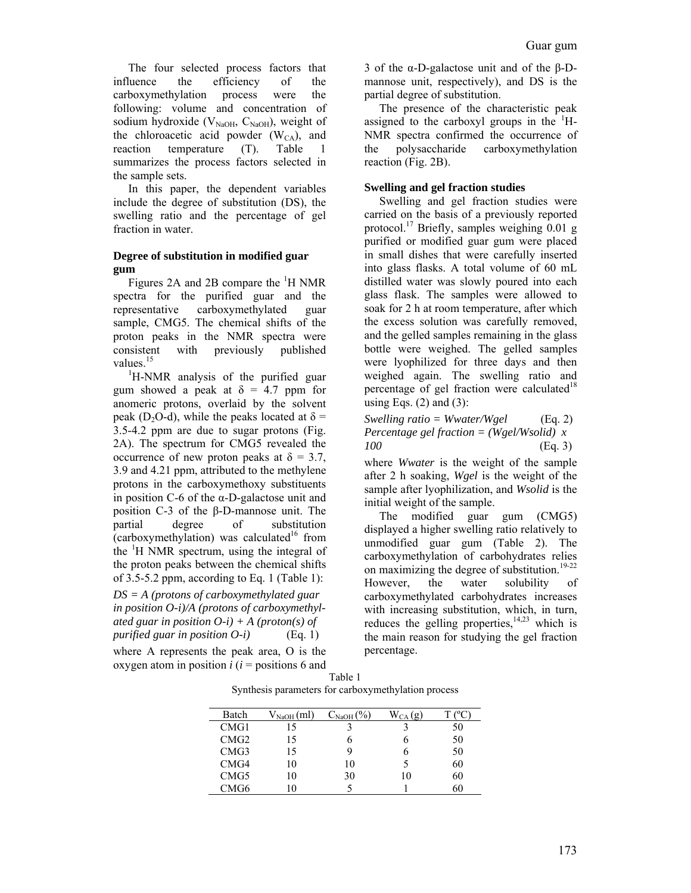The four selected process factors that influence the efficiency of the carboxymethylation process were the following: volume and concentration of sodium hydroxide ($V_{NaOH}$, $C_{NaOH}$), weight of the chloroacetic acid powder ($W_{CA}$), and reaction temperature (T). Table 1 summarizes the process factors selected in the sample sets.

In this paper, the dependent variables include the degree of substitution (DS), the swelling ratio and the percentage of gel fraction in water.

### Degree of substitution in modified guar gum

Figures 2A and 2B compare the $^1$H NMR spectra for the purified guar and the representative carboxymethylated guar sample, CMG5. The chemical shifts of the proton peaks in the NMR spectra were consistent with previously published values.[15]

$^1$H-NMR analysis of the purified guar gum showed a peak at δ = 4.7 ppm for anomeric protons, overlaid by the solvent peak ($D_2O$-d), while the peaks located at δ = 3.5-4.2 ppm are due to sugar protons (Fig. 2A). The spectrum for CMG5 revealed the occurrence of new proton peaks at δ = 3.7, 3.9 and 4.21 ppm, attributed to the methylene protons in the carboxymethoxy substituents in position C-6 of the α-D-galactose unit and position C-3 of the β-D-mannose unit. The partial degree of substitution (carboxymethylation) was calculated[16] from the $^1$H NMR spectrum, using the integral of the proton peaks between the chemical shifts of 3.5-5.2 ppm, according to Eq. 1 (Table 1):

*DS = A (protons of carboxymethylated guar in position O-i)/A (protons of carboxymethylated guar in position O-i) + A (proton(s) of purified guar in position O-i)* (Eq. 1)

where A represents the peak area, O is the oxygen atom in position *i* (*i* = positions 6 and 3 of the α-D-galactose unit and of the β-D-mannose unit, respectively), and DS is the partial degree of substitution.

The presence of the characteristic peak assigned to the carboxyl groups in the $^1$H-NMR spectra confirmed the occurrence of the polysaccharide carboxymethylation reaction (Fig. 2B).

### Swelling and gel fraction studies

Swelling and gel fraction studies were carried on the basis of a previously reported protocol.[17] Briefly, samples weighing 0.01 g purified or modified guar gum were placed in small dishes that were carefully inserted into glass flasks. A total volume of 60 mL distilled water was slowly poured into each glass flask. The samples were allowed to soak for 2 h at room temperature, after which the excess solution was carefully removed, and the gelled samples remaining in the glass bottle were weighed. The gelled samples were lyophilized for three days and then weighed again. The swelling ratio and percentage of gel fraction were calculated[18] using Eqs. (2) and (3):

*Swelling ratio = Wwater/Wgel* (Eq. 2)

*Percentage gel fraction = (Wgel/Wsolid) x 100* (Eq. 3)

where *Wwater* is the weight of the sample after 2 h soaking, *Wgel* is the weight of the sample after lyophilization, and *Wsolid* is the initial weight of the sample.

The modified guar gum (CMG5) displayed a higher swelling ratio relatively to unmodified guar gum (Table 2). The carboxymethylation of carbohydrates relies on maximizing the degree of substitution.[19-22] However, the water solubility of carboxymethylated carbohydrates increases with increasing substitution, which, in turn, reduces the gelling properties,[14,23] which is the main reason for studying the gel fraction percentage.

Table 1
Synthesis parameters for carboxymethylation process

| Batch | $V_{NaOH}$ (ml) | $C_{NaOH}$ (%) | $W_{CA}$ (g) | T (ºC) |
|---|---|---|---|---|
| CMG1 | 15 | 3 | 3 | 50 |
| CMG2 | 15 | 6 | 6 | 50 |
| CMG3 | 15 | 9 | 6 | 50 |
| CMG4 | 10 | 10 | 5 | 60 |
| CMG5 | 10 | 30 | 10 | 60 |
| CMG6 | 10 | 5 | 1 | 60 |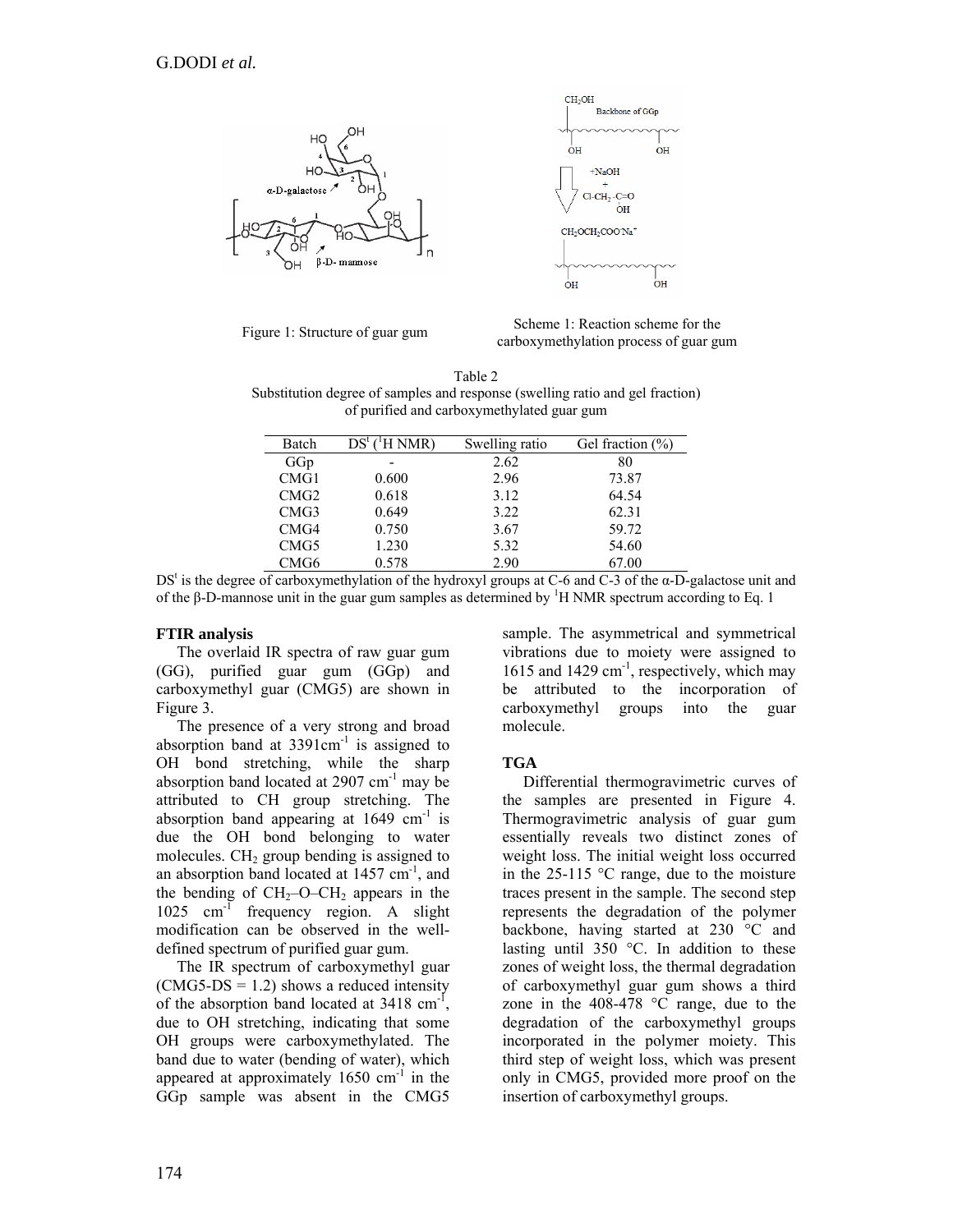Figure 1: Structure of guar gum

Scheme 1: Reaction scheme for the carboxymethylation process of guar gum

Table 2
Substitution degree of samples and response (swelling ratio and gel fraction) of purified and carboxymethylated guar gum

| Batch | DS[t] ([1]H NMR) | Swelling ratio | Gel fraction (%) |
|---|---|---|---|
| GGp | - | 2.62 | 80 |
| CMG1 | 0.600 | 2.96 | 73.87 |
| CMG2 | 0.618 | 3.12 | 64.54 |
| CMG3 | 0.649 | 3.22 | 62.31 |
| CMG4 | 0.750 | 3.67 | 59.72 |
| CMG5 | 1.230 | 5.32 | 54.60 |
| CMG6 | 0.578 | 2.90 | 67.00 |

DS[t] is the degree of carboxymethylation of the hydroxyl groups at C-6 and C-3 of the α-D-galactose unit and of the β-D-mannose unit in the guar gum samples as determined by [1]H NMR spectrum according to Eq. 1

**FTIR analysis**

The overlaid IR spectra of raw guar gum (GG), purified guar gum (GGp) and carboxymethyl guar (CMG5) are shown in Figure 3.

The presence of a very strong and broad absorption band at 3391 $cm^{-1}$ is assigned to OH bond stretching, while the sharp absorption band located at 2907 $cm^{-1}$ may be attributed to CH group stretching. The absorption band appearing at 1649 $cm^{-1}$ is due the OH bond belonging to water molecules. $CH_2$ group bending is assigned to an absorption band located at 1457 $cm^{-1}$, and the bending of $CH_2$–O–$CH_2$ appears in the 1025 $cm^{-1}$ frequency region. A slight modification can be observed in the well-defined spectrum of purified guar gum.

The IR spectrum of carboxymethyl guar (CMG5-DS = 1.2) shows a reduced intensity of the absorption band located at 3418 $cm^{-1}$, due to OH stretching, indicating that some OH groups were carboxymethylated. The band due to water (bending of water), which appeared at approximately 1650 $cm^{-1}$ in the GGp sample was absent in the CMG5 sample. The asymmetrical and symmetrical vibrations due to moiety were assigned to 1615 and 1429 $cm^{-1}$, respectively, which may be attributed to the incorporation of carboxymethyl groups into the guar molecule.

**TGA**

Differential thermogravimetric curves of the samples are presented in Figure 4. Thermogravimetric analysis of guar gum essentially reveals two distinct zones of weight loss. The initial weight loss occurred in the 25-115 °C range, due to the moisture traces present in the sample. The second step represents the degradation of the polymer backbone, having started at 230 °C and lasting until 350 °C. In addition to these zones of weight loss, the thermal degradation of carboxymethyl guar gum shows a third zone in the 408-478 °C range, due to the degradation of the carboxymethyl groups incorporated in the polymer moiety. This third step of weight loss, which was present only in CMG5, provided more proof on the insertion of carboxymethyl groups.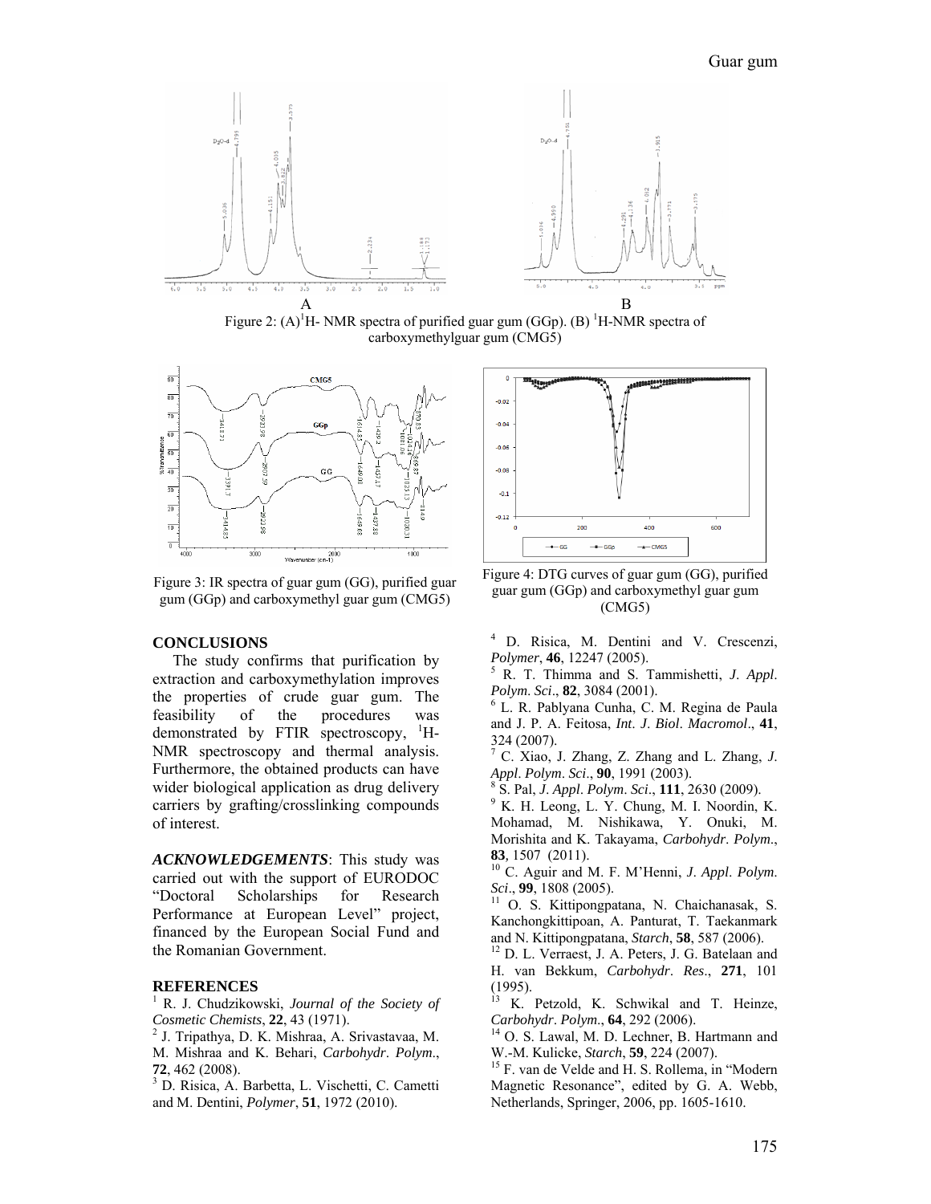Figure 2: (A)[1]H- NMR spectra of purified guar gum (GGp). (B) [1]H-NMR spectra of carboxymethylguar gum (CMG5)

Figure 3: IR spectra of guar gum (GG), purified guar gum (GGp) and carboxymethyl guar gum (CMG5)

Figure 4: DTG curves of guar gum (GG), purified guar gum (GGp) and carboxymethyl guar gum (CMG5)

## CONCLUSIONS

The study confirms that purification by extraction and carboxymethylation improves the properties of crude guar gum. The feasibility of the procedures was demonstrated by FTIR spectroscopy, [1]H-NMR spectroscopy and thermal analysis. Furthermore, the obtained products can have wider biological application as drug delivery carriers by grafting/crosslinking compounds of interest.

***ACKNOWLEDGEMENTS***: This study was carried out with the support of EURODOC "Doctoral Scholarships for Research Performance at European Level" project, financed by the European Social Fund and the Romanian Government.

## REFERENCES

[1] R. J. Chudzikowski, *Journal of the Society of Cosmetic Chemists*, **22**, 43 (1971).

[2] J. Tripathya, D. K. Mishraa, A. Srivastavaa, M. M. Mishraa and K. Behari, *Carbohydr. Polym.*, **72**, 462 (2008).

[3] D. Risica, A. Barbetta, L. Vischetti, C. Cametti and M. Dentini, *Polymer*, **51**, 1972 (2010).

[4] D. Risica, M. Dentini and V. Crescenzi, *Polymer*, **46**, 12247 (2005).

[5] R. T. Thimma and S. Tammishetti, *J. Appl. Polym. Sci.*, **82**, 3084 (2001).

[6] L. R. Pablyana Cunha, C. M. Regina de Paula and J. P. A. Feitosa, *Int. J. Biol. Macromol.*, **41**, 324 (2007).

[7] C. Xiao, J. Zhang, Z. Zhang and L. Zhang, *J. Appl. Polym. Sci.*, **90**, 1991 (2003).

[8] S. Pal, *J. Appl. Polym. Sci.*, **111**, 2630 (2009).

[9] K. H. Leong, L. Y. Chung, M. I. Noordin, K. Mohamad, M. Nishikawa, Y. Onuki, M. Morishita and K. Takayama, *Carbohydr. Polym.*, **83**, 1507 (2011).

[10] C. Aguir and M. F. M'Henni, *J. Appl. Polym. Sci.*, **99**, 1808 (2005).

[11] O. S. Kittipongpatana, N. Chaichanasak, S. Kanchongkittipoan, A. Panturat, T. Taekanmark and N. Kittipongpatana, *Starch*, **58**, 587 (2006).

[12] D. L. Verraest, J. A. Peters, J. G. Batelaan and H. van Bekkum, *Carbohydr. Res.*, **271**, 101 (1995).

[13] K. Petzold, K. Schwikal and T. Heinze, *Carbohydr. Polym.*, **64**, 292 (2006).

[14] O. S. Lawal, M. D. Lechner, B. Hartmann and W.-M. Kulicke, *Starch*, **59**, 224 (2007).

[15] F. van de Velde and H. S. Rollema, in "Modern Magnetic Resonance", edited by G. A. Webb, Netherlands, Springer, 2006, pp. 1605-1610.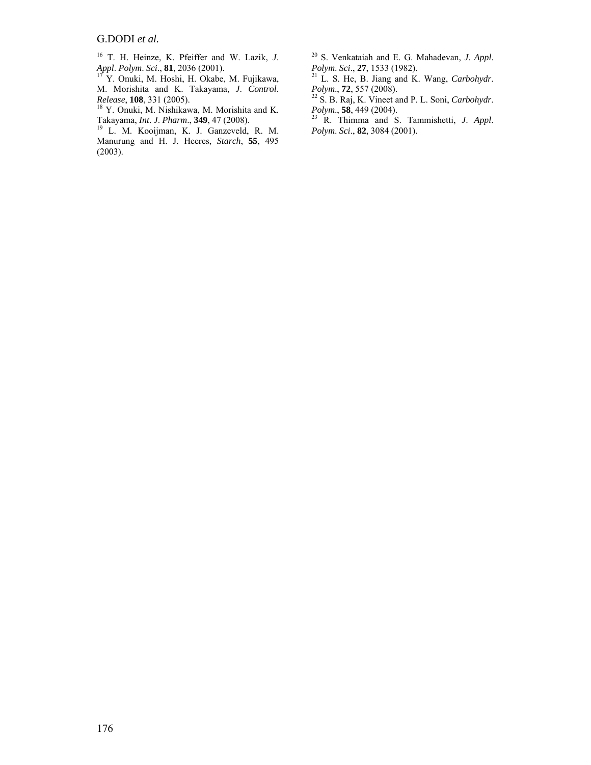[16] T. H. Heinze, K. Pfeiffer and W. Lazik, *J. Appl. Polym. Sci.*, **81**, 2036 (2001).

[17] Y. Onuki, M. Hoshi, H. Okabe, M. Fujikawa, M. Morishita and K. Takayama, *J. Control. Release*, **108**, 331 (2005).

[18] Y. Onuki, M. Nishikawa, M. Morishita and K. Takayama, *Int. J. Pharm.*, **349**, 47 (2008).

[19] L. M. Kooijman, K. J. Ganzeveld, R. M. Manurung and H. J. Heeres, *Starch*, **55**, 495 (2003).

[20] S. Venkataiah and E. G. Mahadevan, *J. Appl. Polym. Sci.*, **27**, 1533 (1982).

[21] L. S. He, B. Jiang and K. Wang, *Carbohydr. Polym.*, **72**, 557 (2008).

[22] S. B. Raj, K. Vineet and P. L. Soni, *Carbohydr. Polym.*, **58**, 449 (2004).

[23] R. Thimma and S. Tammishetti, *J. Appl. Polym. Sci.*, **82**, 3084 (2001).